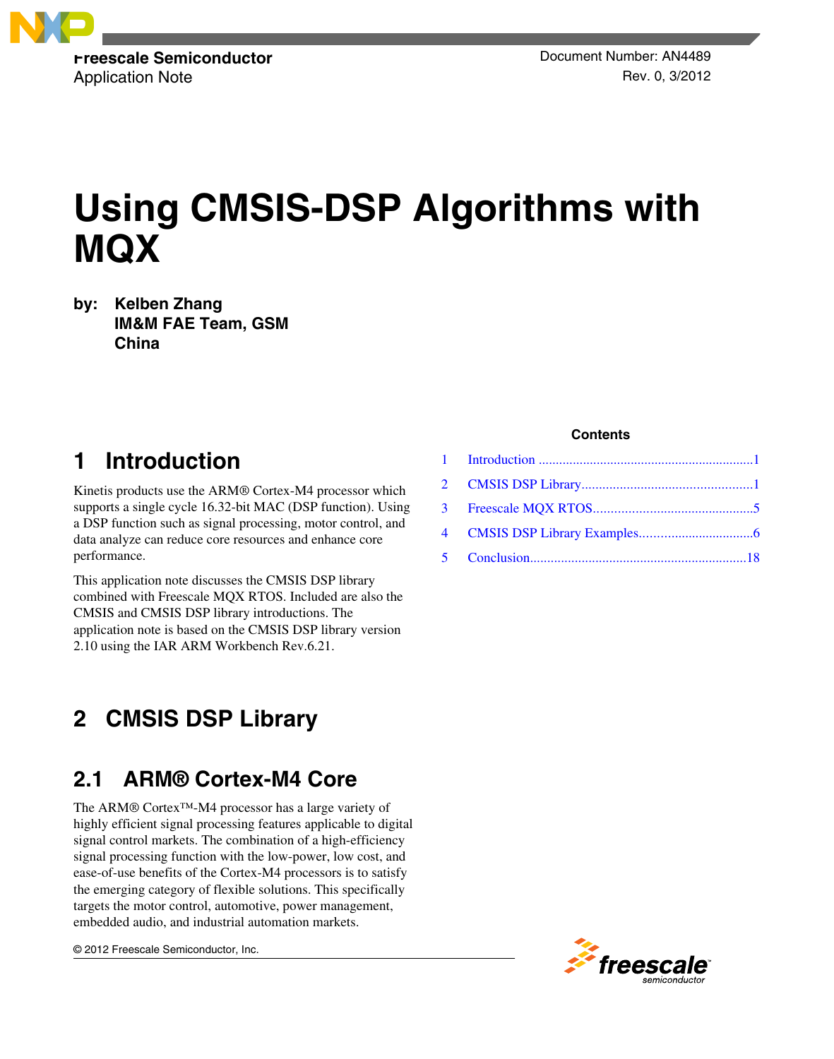Freescale Semiconductor
Application Note

Document Number: AN4489
Rev. 0, 3/2012

# Using CMSIS-DSP Algorithms with MQX

by: **Kelben Zhang**
**IM&M FAE Team, GSM**
**China**

**Contents**

1 Introduction ....1
2 CMSIS DSP Library....1
3 Freescale MQX RTOS....5
4 CMSIS DSP Library Examples....6
5 Conclusion....18

## 1 Introduction

Kinetis products use the ARM® Cortex-M4 processor which supports a single cycle 16.32-bit MAC (DSP function). Using a DSP function such as signal processing, motor control, and data analyze can reduce core resources and enhance core performance.

This application note discusses the CMSIS DSP library combined with Freescale MQX RTOS. Included are also the CMSIS and CMSIS DSP library introductions. The application note is based on the CMSIS DSP library version 2.10 using the IAR ARM Workbench Rev.6.21.

## 2 CMSIS DSP Library

### 2.1 ARM® Cortex-M4 Core

The ARM® Cortex™-M4 processor has a large variety of highly efficient signal processing features applicable to digital signal control markets. The combination of a high-efficiency signal processing function with the low-power, low cost, and ease-of-use benefits of the Cortex-M4 processors is to satisfy the emerging category of flexible solutions. This specifically targets the motor control, automotive, power management, embedded audio, and industrial automation markets.

© 2012 Freescale Semiconductor, Inc.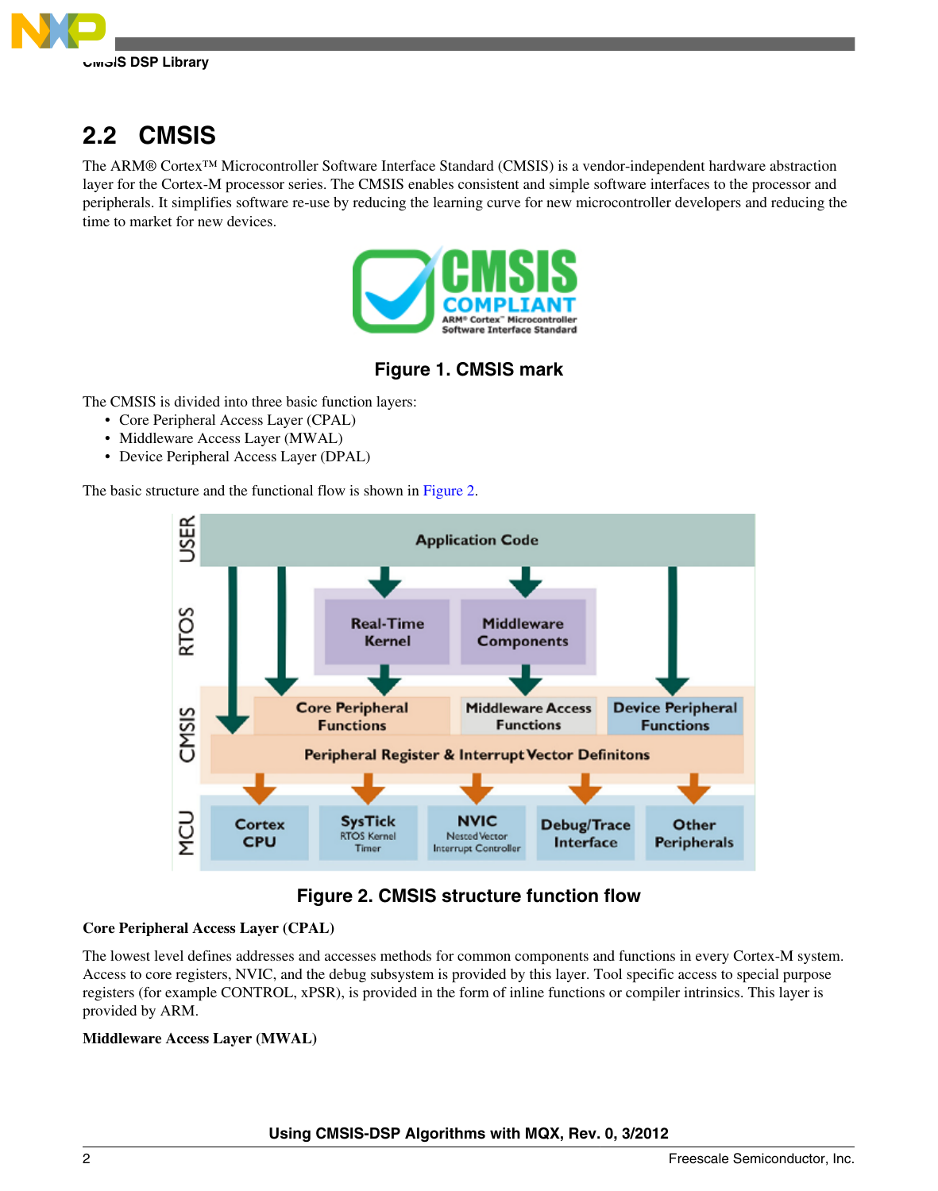## 2.2 CMSIS

The ARM® Cortex™ Microcontroller Software Interface Standard (CMSIS) is a vendor-independent hardware abstraction layer for the Cortex-M processor series. The CMSIS enables consistent and simple software interfaces to the processor and peripherals. It simplifies software re-use by reducing the learning curve for new microcontroller developers and reducing the time to market for new devices.

**Figure 1. CMSIS mark**

The CMSIS is divided into three basic function layers:

- Core Peripheral Access Layer (CPAL)
- Middleware Access Layer (MWAL)
- Device Peripheral Access Layer (DPAL)

The basic structure and the functional flow is shown in Figure 2.

**Figure 2. CMSIS structure function flow**

**Core Peripheral Access Layer (CPAL)**

The lowest level defines addresses and accesses methods for common components and functions in every Cortex-M system. Access to core registers, NVIC, and the debug subsystem is provided by this layer. Tool specific access to special purpose registers (for example CONTROL, xPSR), is provided in the form of inline functions or compiler intrinsics. This layer is provided by ARM.

**Middleware Access Layer (MWAL)**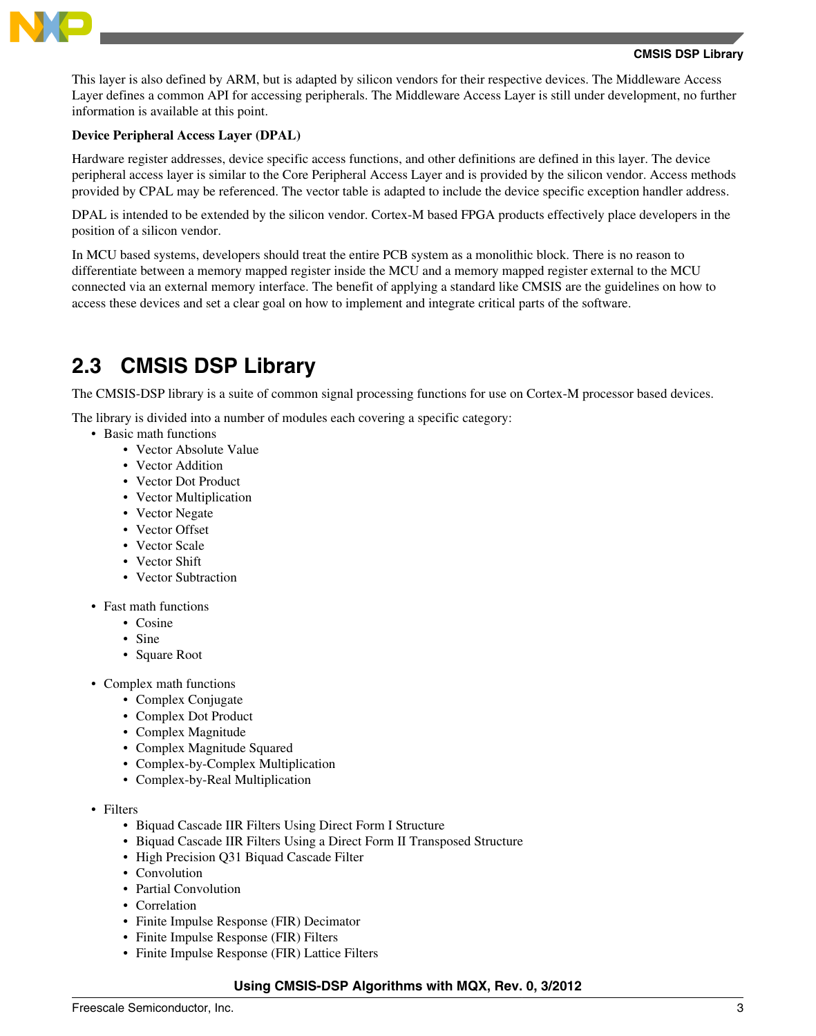This layer is also defined by ARM, but is adapted by silicon vendors for their respective devices. The Middleware Access Layer defines a common API for accessing peripherals. The Middleware Access Layer is still under development, no further information is available at this point.

**Device Peripheral Access Layer (DPAL)**

Hardware register addresses, device specific access functions, and other definitions are defined in this layer. The device peripheral access layer is similar to the Core Peripheral Access Layer and is provided by the silicon vendor. Access methods provided by CPAL may be referenced. The vector table is adapted to include the device specific exception handler address.

DPAL is intended to be extended by the silicon vendor. Cortex-M based FPGA products effectively place developers in the position of a silicon vendor.

In MCU based systems, developers should treat the entire PCB system as a monolithic block. There is no reason to differentiate between a memory mapped register inside the MCU and a memory mapped register external to the MCU connected via an external memory interface. The benefit of applying a standard like CMSIS are the guidelines on how to access these devices and set a clear goal on how to implement and integrate critical parts of the software.

## 2.3 CMSIS DSP Library

The CMSIS-DSP library is a suite of common signal processing functions for use on Cortex-M processor based devices.

The library is divided into a number of modules each covering a specific category:

- Basic math functions
  - Vector Absolute Value
  - Vector Addition
  - Vector Dot Product
  - Vector Multiplication
  - Vector Negate
  - Vector Offset
  - Vector Scale
  - Vector Shift
  - Vector Subtraction
- Fast math functions
  - Cosine
  - Sine
  - Square Root
- Complex math functions
  - Complex Conjugate
  - Complex Dot Product
  - Complex Magnitude
  - Complex Magnitude Squared
  - Complex-by-Complex Multiplication
  - Complex-by-Real Multiplication
- Filters
  - Biquad Cascade IIR Filters Using Direct Form I Structure
  - Biquad Cascade IIR Filters Using a Direct Form II Transposed Structure
  - High Precision Q31 Biquad Cascade Filter
  - Convolution
  - Partial Convolution
  - Correlation
  - Finite Impulse Response (FIR) Decimator
  - Finite Impulse Response (FIR) Filters
  - Finite Impulse Response (FIR) Lattice Filters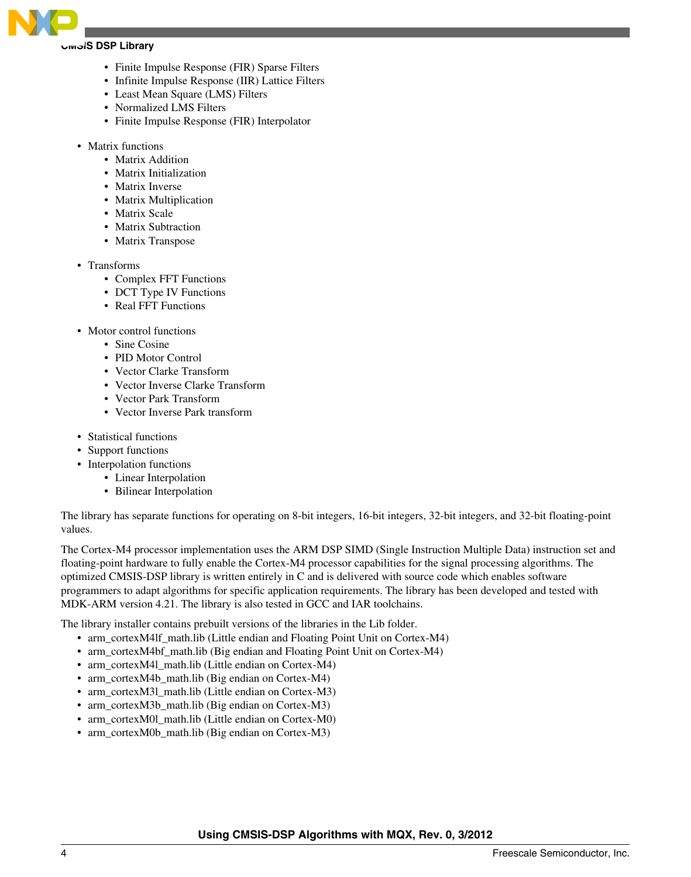- Finite Impulse Response (FIR) Sparse Filters
    - Infinite Impulse Response (IIR) Lattice Filters
    - Least Mean Square (LMS) Filters
    - Normalized LMS Filters
    - Finite Impulse Response (FIR) Interpolator

- Matrix functions
    - Matrix Addition
    - Matrix Initialization
    - Matrix Inverse
    - Matrix Multiplication
    - Matrix Scale
    - Matrix Subtraction
    - Matrix Transpose

- Transforms
    - Complex FFT Functions
    - DCT Type IV Functions
    - Real FFT Functions

- Motor control functions
    - Sine Cosine
    - PID Motor Control
    - Vector Clarke Transform
    - Vector Inverse Clarke Transform
    - Vector Park Transform
    - Vector Inverse Park transform

- Statistical functions
- Support functions
- Interpolation functions
    - Linear Interpolation
    - Bilinear Interpolation

The library has separate functions for operating on 8-bit integers, 16-bit integers, 32-bit integers, and 32-bit floating-point values.

The Cortex-M4 processor implementation uses the ARM DSP SIMD (Single Instruction Multiple Data) instruction set and floating-point hardware to fully enable the Cortex-M4 processor capabilities for the signal processing algorithms. The optimized CMSIS-DSP library is written entirely in C and is delivered with source code which enables software programmers to adapt algorithms for specific application requirements. The library has been developed and tested with MDK-ARM version 4.21. The library is also tested in GCC and IAR toolchains.

The library installer contains prebuilt versions of the libraries in the Lib folder.

- arm_cortexM4lf_math.lib (Little endian and Floating Point Unit on Cortex-M4)
- arm_cortexM4bf_math.lib (Big endian and Floating Point Unit on Cortex-M4)
- arm_cortexM4l_math.lib (Little endian on Cortex-M4)
- arm_cortexM4b_math.lib (Big endian on Cortex-M4)
- arm_cortexM3l_math.lib (Little endian on Cortex-M3)
- arm_cortexM3b_math.lib (Big endian on Cortex-M3)
- arm_cortexM0l_math.lib (Little endian on Cortex-M0)
- arm_cortexM0b_math.lib (Big endian on Cortex-M3)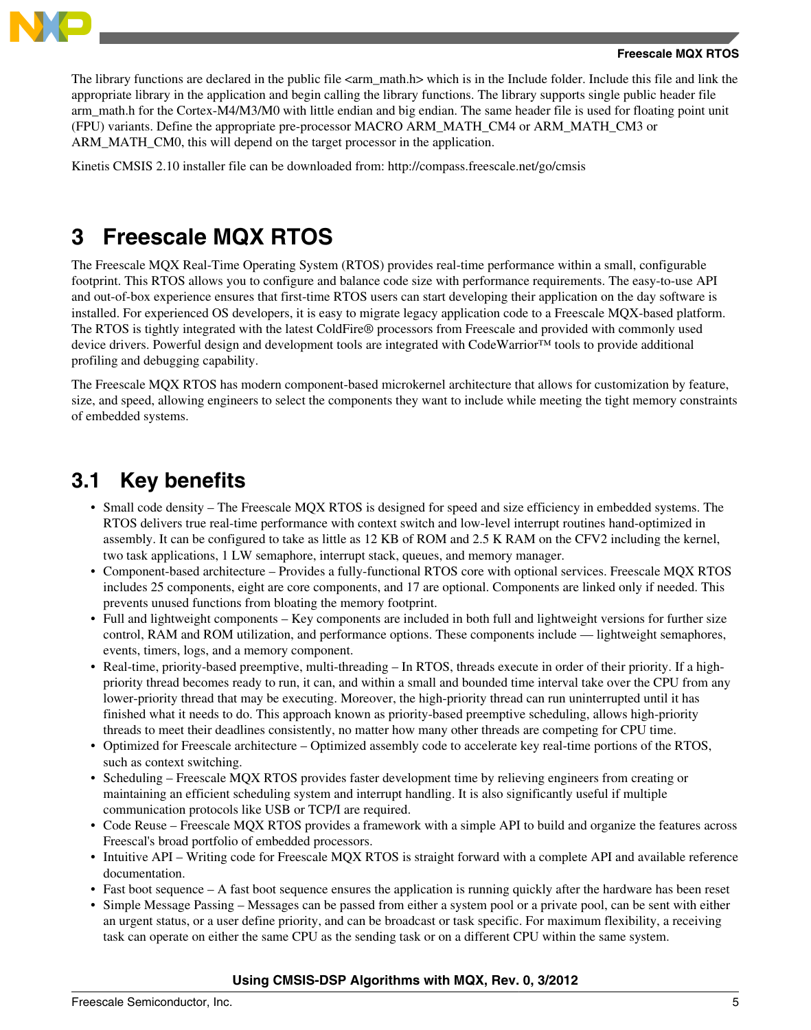The library functions are declared in the public file <arm_math.h> which is in the Include folder. Include this file and link the appropriate library in the application and begin calling the library functions. The library supports single public header file arm_math.h for the Cortex-M4/M3/M0 with little endian and big endian. The same header file is used for floating point unit (FPU) variants. Define the appropriate pre-processor MACRO ARM_MATH_CM4 or ARM_MATH_CM3 or ARM_MATH_CM0, this will depend on the target processor in the application.

Kinetis CMSIS 2.10 installer file can be downloaded from: http://compass.freescale.net/go/cmsis

# 3 Freescale MQX RTOS

The Freescale MQX Real-Time Operating System (RTOS) provides real-time performance within a small, configurable footprint. This RTOS allows you to configure and balance code size with performance requirements. The easy-to-use API and out-of-box experience ensures that first-time RTOS users can start developing their application on the day software is installed. For experienced OS developers, it is easy to migrate legacy application code to a Freescale MQX-based platform. The RTOS is tightly integrated with the latest ColdFire® processors from Freescale and provided with commonly used device drivers. Powerful design and development tools are integrated with CodeWarrior™ tools to provide additional profiling and debugging capability.

The Freescale MQX RTOS has modern component-based microkernel architecture that allows for customization by feature, size, and speed, allowing engineers to select the components they want to include while meeting the tight memory constraints of embedded systems.

## 3.1 Key benefits

- Small code density – The Freescale MQX RTOS is designed for speed and size efficiency in embedded systems. The RTOS delivers true real-time performance with context switch and low-level interrupt routines hand-optimized in assembly. It can be configured to take as little as 12 KB of ROM and 2.5 K RAM on the CFV2 including the kernel, two task applications, 1 LW semaphore, interrupt stack, queues, and memory manager.
- Component-based architecture – Provides a fully-functional RTOS core with optional services. Freescale MQX RTOS includes 25 components, eight are core components, and 17 are optional. Components are linked only if needed. This prevents unused functions from bloating the memory footprint.
- Full and lightweight components – Key components are included in both full and lightweight versions for further size control, RAM and ROM utilization, and performance options. These components include — lightweight semaphores, events, timers, logs, and a memory component.
- Real-time, priority-based preemptive, multi-threading – In RTOS, threads execute in order of their priority. If a high-priority thread becomes ready to run, it can, and within a small and bounded time interval take over the CPU from any lower-priority thread that may be executing. Moreover, the high-priority thread can run uninterrupted until it has finished what it needs to do. This approach known as priority-based preemptive scheduling, allows high-priority threads to meet their deadlines consistently, no matter how many other threads are competing for CPU time.
- Optimized for Freescale architecture – Optimized assembly code to accelerate key real-time portions of the RTOS, such as context switching.
- Scheduling – Freescale MQX RTOS provides faster development time by relieving engineers from creating or maintaining an efficient scheduling system and interrupt handling. It is also significantly useful if multiple communication protocols like USB or TCP/I are required.
- Code Reuse – Freescale MQX RTOS provides a framework with a simple API to build and organize the features across Freescal's broad portfolio of embedded processors.
- Intuitive API – Writing code for Freescale MQX RTOS is straight forward with a complete API and available reference documentation.
- Fast boot sequence – A fast boot sequence ensures the application is running quickly after the hardware has been reset
- Simple Message Passing – Messages can be passed from either a system pool or a private pool, can be sent with either an urgent status, or a user define priority, and can be broadcast or task specific. For maximum flexibility, a receiving task can operate on either the same CPU as the sending task or on a different CPU within the same system.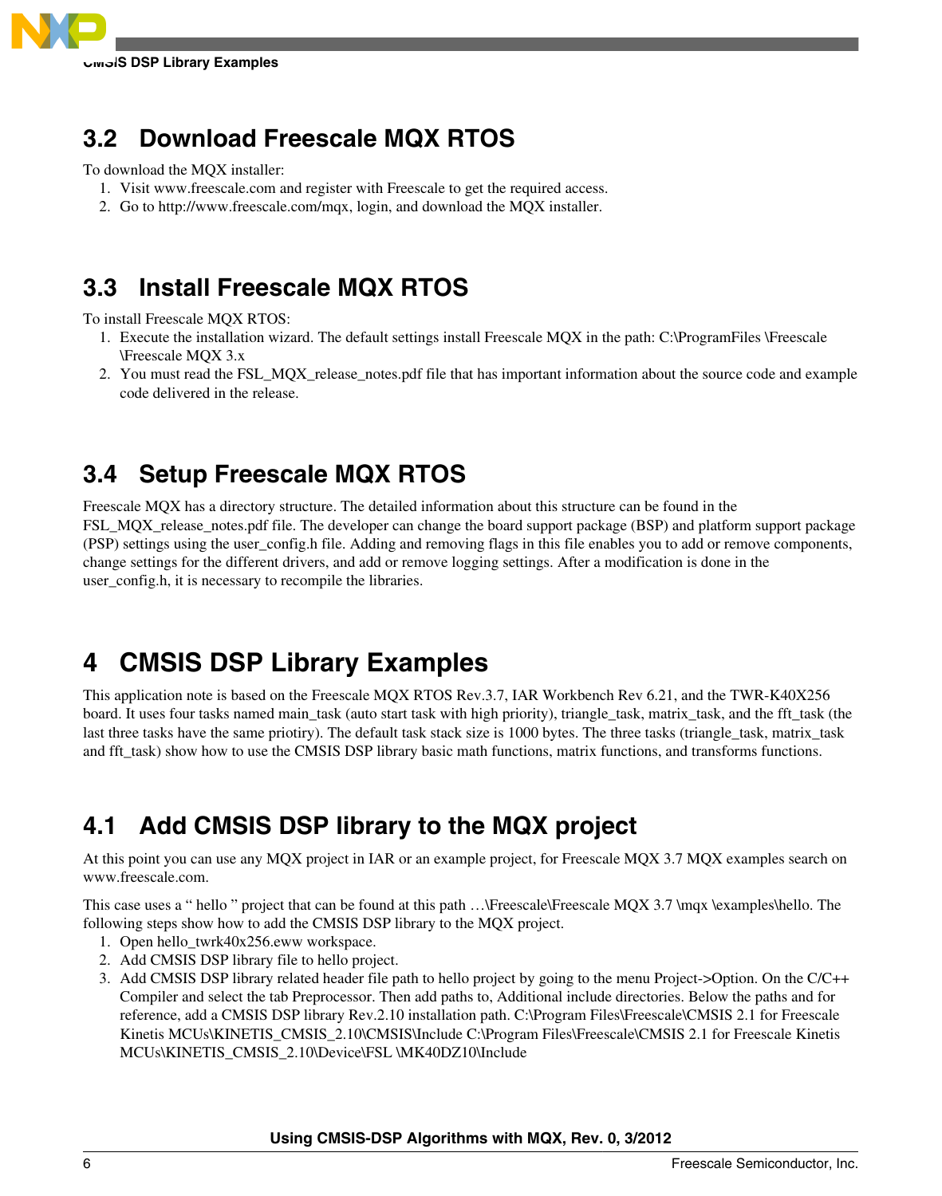## 3.2 Download Freescale MQX RTOS

To download the MQX installer:

1. Visit www.freescale.com and register with Freescale to get the required access.
2. Go to http://www.freescale.com/mqx, login, and download the MQX installer.

## 3.3 Install Freescale MQX RTOS

To install Freescale MQX RTOS:

1. Execute the installation wizard. The default settings install Freescale MQX in the path: C:\ProgramFiles \Freescale \Freescale MQX 3.x
2. You must read the FSL_MQX_release_notes.pdf file that has important information about the source code and example code delivered in the release.

## 3.4 Setup Freescale MQX RTOS

Freescale MQX has a directory structure. The detailed information about this structure can be found in the FSL_MQX_release_notes.pdf file. The developer can change the board support package (BSP) and platform support package (PSP) settings using the user_config.h file. Adding and removing flags in this file enables you to add or remove components, change settings for the different drivers, and add or remove logging settings. After a modification is done in the user_config.h, it is necessary to recompile the libraries.

# 4 CMSIS DSP Library Examples

This application note is based on the Freescale MQX RTOS Rev.3.7, IAR Workbench Rev 6.21, and the TWR-K40X256 board. It uses four tasks named main_task (auto start task with high priority), triangle_task, matrix_task, and the fft_task (the last three tasks have the same priotiry). The default task stack size is 1000 bytes. The three tasks (triangle_task, matrix_task and fft_task) show how to use the CMSIS DSP library basic math functions, matrix functions, and transforms functions.

## 4.1 Add CMSIS DSP library to the MQX project

At this point you can use any MQX project in IAR or an example project, for Freescale MQX 3.7 MQX examples search on www.freescale.com.

This case uses a " hello " project that can be found at this path …\Freescale\Freescale MQX 3.7 \mqx \examples\hello. The following steps show how to add the CMSIS DSP library to the MQX project.

1. Open hello_twrk40x256.eww workspace.
2. Add CMSIS DSP library file to hello project.
3. Add CMSIS DSP library related header file path to hello project by going to the menu Project->Option. On the C/C++ Compiler and select the tab Preprocessor. Then add paths to, Additional include directories. Below the paths and for reference, add a CMSIS DSP library Rev.2.10 installation path. C:\Program Files\Freescale\CMSIS 2.1 for Freescale Kinetis MCUs\KINETIS_CMSIS_2.10\CMSIS\Include C:\Program Files\Freescale\CMSIS 2.1 for Freescale Kinetis MCUs\KINETIS_CMSIS_2.10\Device\FSL \MK40DZ10\Include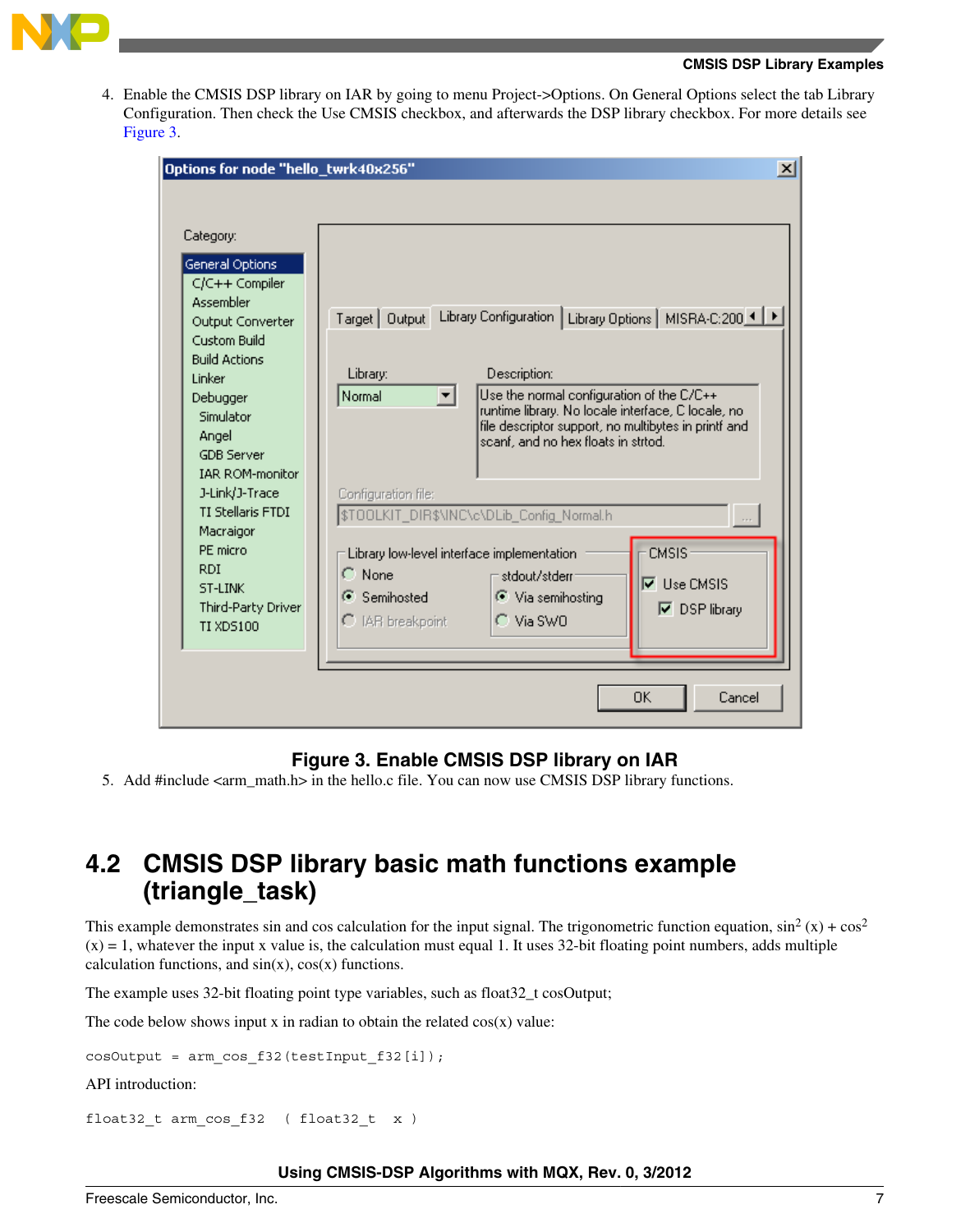4. Enable the CMSIS DSP library on IAR by going to menu Project->Options. On General Options select the tab Library Configuration. Then check the Use CMSIS checkbox, and afterwards the DSP library checkbox. For more details see Figure 3.

**Figure 3. Enable CMSIS DSP library on IAR**

5. Add #include <arm_math.h> in the hello.c file. You can now use CMSIS DSP library functions.

## 4.2 CMSIS DSP library basic math functions example (triangle_task)

This example demonstrates sin and cos calculation for the input signal. The trigonometric function equation, $\sin^2(x) + \cos^2(x) = 1$, whatever the input x value is, the calculation must equal 1. It uses 32-bit floating point numbers, adds multiple calculation functions, and sin(x), cos(x) functions.

The example uses 32-bit floating point type variables, such as float32_t cosOutput;

The code below shows input x in radian to obtain the related cos(x) value:

```
cosOutput = arm_cos_f32(testInput_f32[i]);
```

API introduction:

```
float32_t arm_cos_f32  ( float32_t  x )
```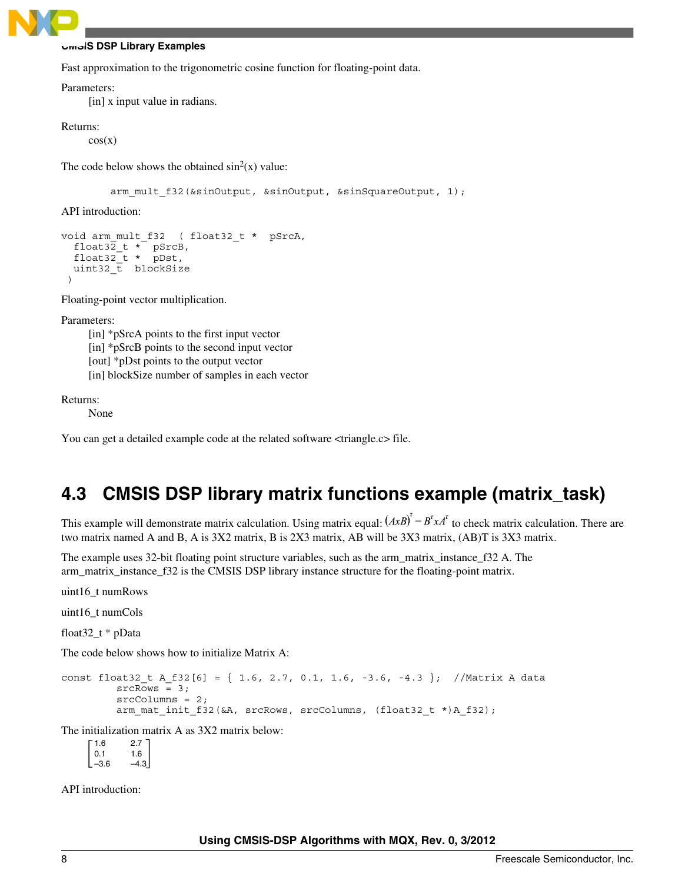Fast approximation to the trigonometric cosine function for floating-point data.

Parameters:

[in] x input value in radians.

Returns:

cos(x)

The code below shows the obtained $\sin^2(x)$ value:

```
arm_mult_f32(&sinOutput, &sinOutput, &sinSquareOutput, 1);
```

API introduction:

```
void arm_mult_f32  ( float32_t *  pSrcA,
  float32_t *  pSrcB,
  float32_t *  pDst,
  uint32_t  blockSize
 )
```

Floating-point vector multiplication.

Parameters:

[in] *pSrcA points to the first input vector
[in] *pSrcB points to the second input vector
[out] *pDst points to the output vector
[in] blockSize number of samples in each vector

Returns:

None

You can get a detailed example code at the related software <triangle.c> file.

## 4.3 CMSIS DSP library matrix functions example (matrix_task)

This example will demonstrate matrix calculation. Using matrix equal: $(AxB)^{\tau} = B^{\tau}xA^{\tau}$ to check matrix calculation. There are two matrix named A and B, A is 3X2 matrix, B is 2X3 matrix, AB will be 3X3 matrix, (AB)T is 3X3 matrix.

The example uses 32-bit floating point structure variables, such as the arm_matrix_instance_f32 A. The arm_matrix_instance_f32 is the CMSIS DSP library instance structure for the floating-point matrix.

uint16_t numRows

uint16_t numCols

float32_t * pData

The code below shows how to initialize Matrix A:

```
const float32_t A_f32[6] = { 1.6, 2.7, 0.1, 1.6, -3.6, -4.3 };  //Matrix A data
          srcRows = 3;
          srcColumns = 2;
          arm_mat_init_f32(&A, srcRows, srcColumns, (float32_t *)A_f32);
```

The initialization matrix A as 3X2 matrix below:

$$\begin{bmatrix} 1.6 & 2.7 \\ 0.1 & 1.6 \\ -3.6 & -4.3 \end{bmatrix}$$

API introduction: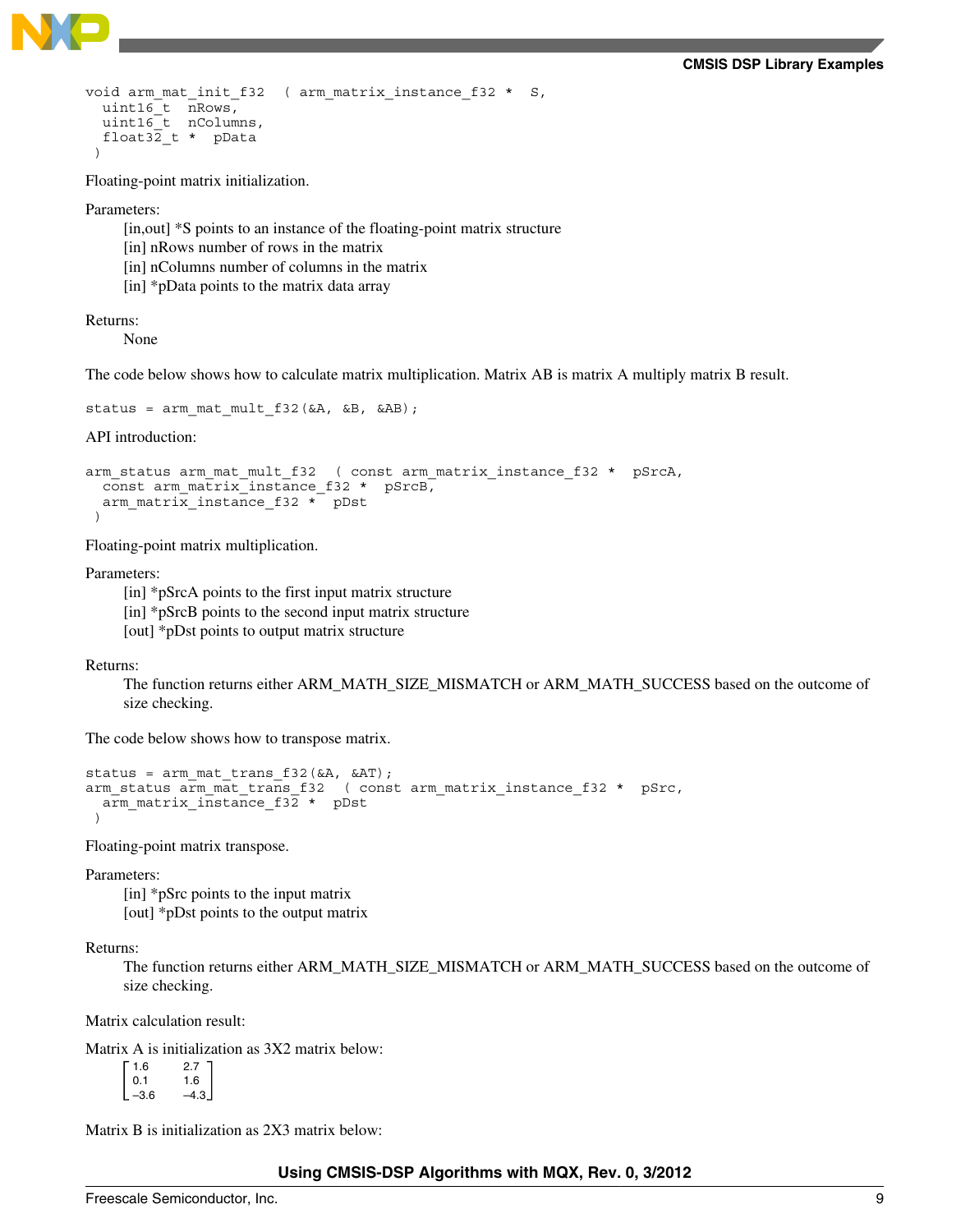```
void arm_mat_init_f32  ( arm_matrix_instance_f32 *  S,
  uint16_t  nRows,
  uint16_t  nColumns,
  float32_t *  pData
 )
```

Floating-point matrix initialization.

Parameters:

[in,out] *S points to an instance of the floating-point matrix structure
[in] nRows number of rows in the matrix
[in] nColumns number of columns in the matrix
[in] *pData points to the matrix data array

Returns:

None

The code below shows how to calculate matrix multiplication. Matrix AB is matrix A multiply matrix B result.

```
status = arm_mat_mult_f32(&A, &B, &AB);
```

API introduction:

```
arm_status arm_mat_mult_f32  ( const arm_matrix_instance_f32 *  pSrcA,
  const arm_matrix_instance_f32 *  pSrcB,
  arm_matrix_instance_f32 *  pDst
 )
```

Floating-point matrix multiplication.

Parameters:

[in] *pSrcA points to the first input matrix structure
[in] *pSrcB points to the second input matrix structure
[out] *pDst points to output matrix structure

Returns:

The function returns either ARM_MATH_SIZE_MISMATCH or ARM_MATH_SUCCESS based on the outcome of size checking.

The code below shows how to transpose matrix.

```
status = arm_mat_trans_f32(&A, &AT);
arm_status arm_mat_trans_f32  ( const arm_matrix_instance_f32 *  pSrc,
  arm_matrix_instance_f32 *  pDst
 )
```

Floating-point matrix transpose.

Parameters:

[in] *pSrc points to the input matrix
[out] *pDst points to the output matrix

Returns:

The function returns either ARM_MATH_SIZE_MISMATCH or ARM_MATH_SUCCESS based on the outcome of size checking.

Matrix calculation result:

Matrix A is initialization as 3X2 matrix below:

$$\begin{bmatrix} 1.6 & 2.7 \\ 0.1 & 1.6 \\ -3.6 & -4.3 \end{bmatrix}$$

Matrix B is initialization as 2X3 matrix below: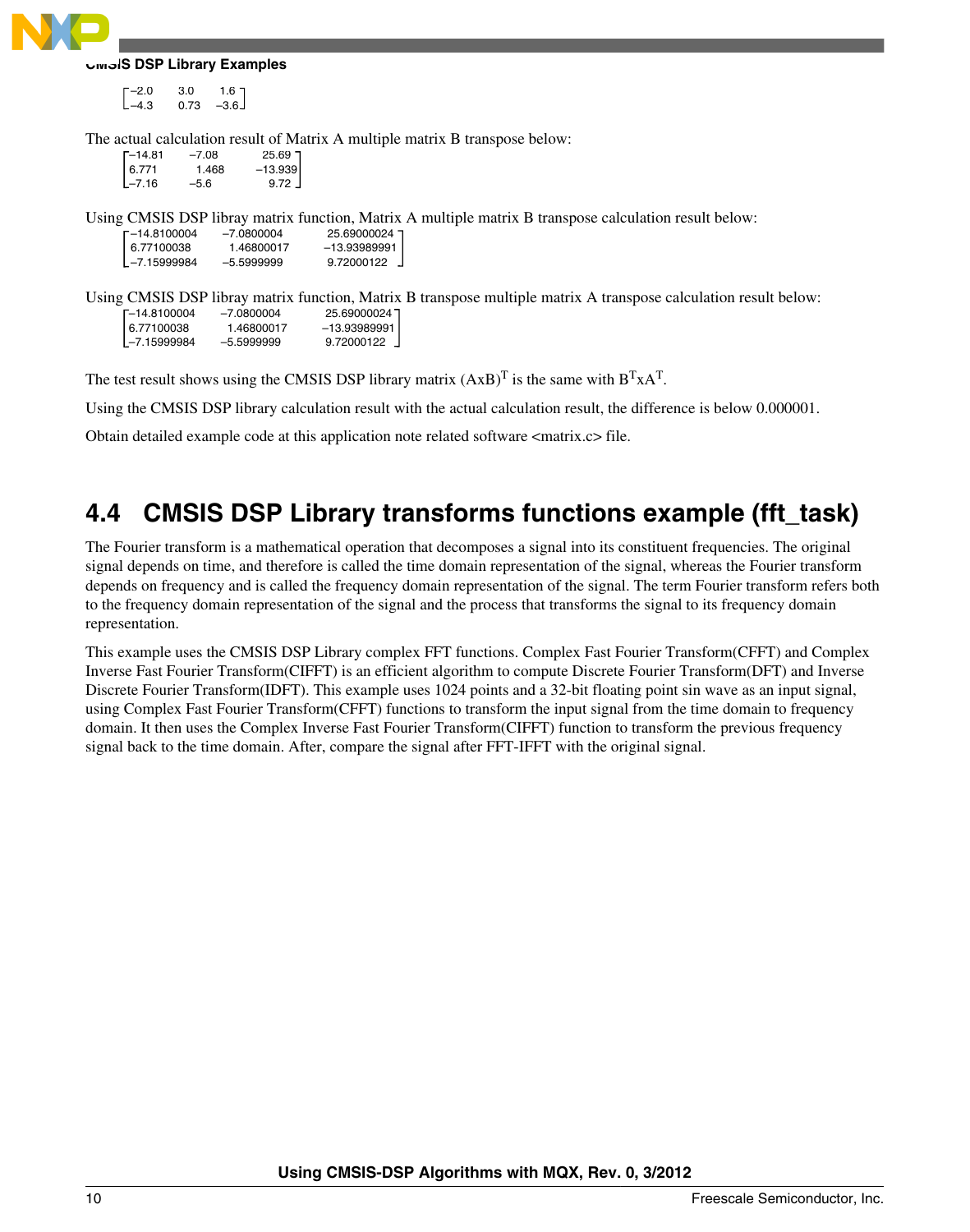$$\begin{bmatrix} -2.0 & 3.0 & 1.6 \\ -4.3 & 0.73 & -3.6 \end{bmatrix}$$

The actual calculation result of Matrix A multiple matrix B transpose below:

$$\begin{bmatrix} -14.81 & -7.08 & 25.69 \\ 6.771 & 1.468 & -13.939 \\ -7.16 & -5.6 & 9.72 \end{bmatrix}$$

Using CMSIS DSP libray matrix function, Matrix A multiple matrix B transpose calculation result below:

$$\begin{bmatrix} -14.8100004 & -7.0800004 & 25.69000024 \\ 6.77100038 & 1.46800017 & -13.93989991 \\ -7.15999984 & -5.5999999 & 9.72000122 \end{bmatrix}$$

Using CMSIS DSP libray matrix function, Matrix B transpose multiple matrix A transpose calculation result below:

$$\begin{bmatrix} -14.8100004 & -7.0800004 & 25.69000024 \\ 6.77100038 & 1.46800017 & -13.93989991 \\ -7.15999984 & -5.5999999 & 9.72000122 \end{bmatrix}$$

The test result shows using the CMSIS DSP library matrix $(AxB)^T$ is the same with $B^T xA^T$.

Using the CMSIS DSP library calculation result with the actual calculation result, the difference is below 0.000001.

Obtain detailed example code at this application note related software <matrix.c> file.

## 4.4 CMSIS DSP Library transforms functions example (fft_task)

The Fourier transform is a mathematical operation that decomposes a signal into its constituent frequencies. The original signal depends on time, and therefore is called the time domain representation of the signal, whereas the Fourier transform depends on frequency and is called the frequency domain representation of the signal. The term Fourier transform refers both to the frequency domain representation of the signal and the process that transforms the signal to its frequency domain representation.

This example uses the CMSIS DSP Library complex FFT functions. Complex Fast Fourier Transform(CFFT) and Complex Inverse Fast Fourier Transform(CIFFT) is an efficient algorithm to compute Discrete Fourier Transform(DFT) and Inverse Discrete Fourier Transform(IDFT). This example uses 1024 points and a 32-bit floating point sin wave as an input signal, using Complex Fast Fourier Transform(CFFT) functions to transform the input signal from the time domain to frequency domain. It then uses the Complex Inverse Fast Fourier Transform(CIFFT) function to transform the previous frequency signal back to the time domain. After, compare the signal after FFT-IFFT with the original signal.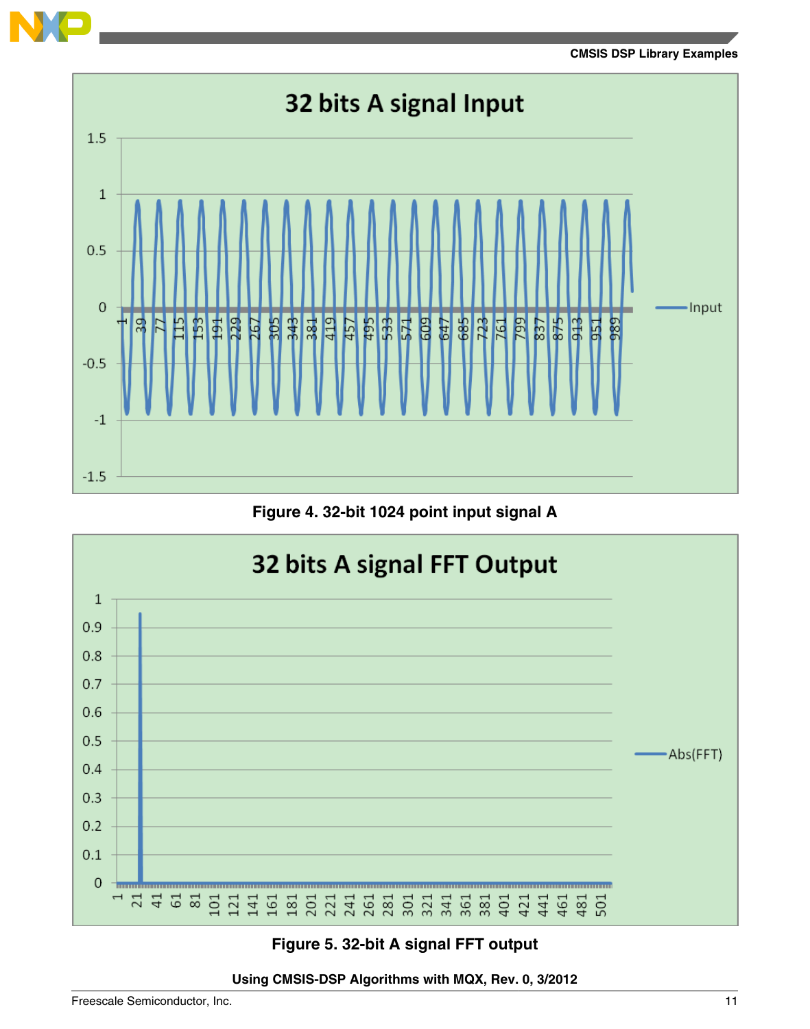Figure 4. 32-bit 1024 point input signal A

Figure 5. 32-bit A signal FFT output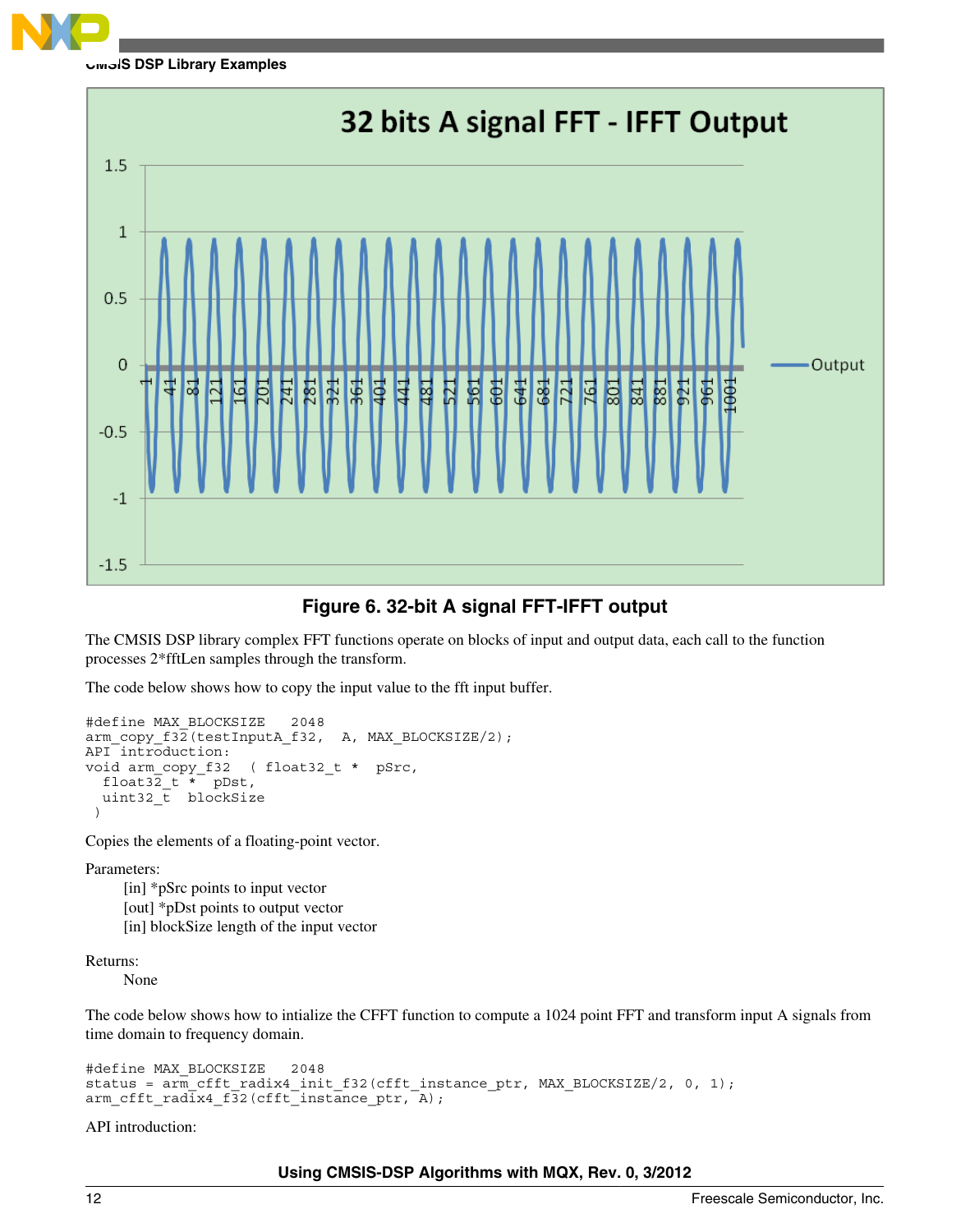**Figure 6. 32-bit A signal FFT-IFFT output**

The CMSIS DSP library complex FFT functions operate on blocks of input and output data, each call to the function processes 2*fftLen samples through the transform.

The code below shows how to copy the input value to the fft input buffer.

```
#define MAX_BLOCKSIZE   2048
arm_copy_f32(testInputA_f32,  A, MAX_BLOCKSIZE/2);
API introduction:
void arm_copy_f32  ( float32_t *  pSrc,
  float32_t *  pDst,
  uint32_t  blockSize
 )
```

Copies the elements of a floating-point vector.

Parameters:

[in] *pSrc points to input vector  
[out] *pDst points to output vector  
[in] blockSize length of the input vector

Returns:

None

The code below shows how to intialize the CFFT function to compute a 1024 point FFT and transform input A signals from time domain to frequency domain.

```
#define MAX_BLOCKSIZE   2048
status = arm_cfft_radix4_init_f32(cfft_instance_ptr, MAX_BLOCKSIZE/2, 0, 1);
arm_cfft_radix4_f32(cfft_instance_ptr, A);
```

API introduction: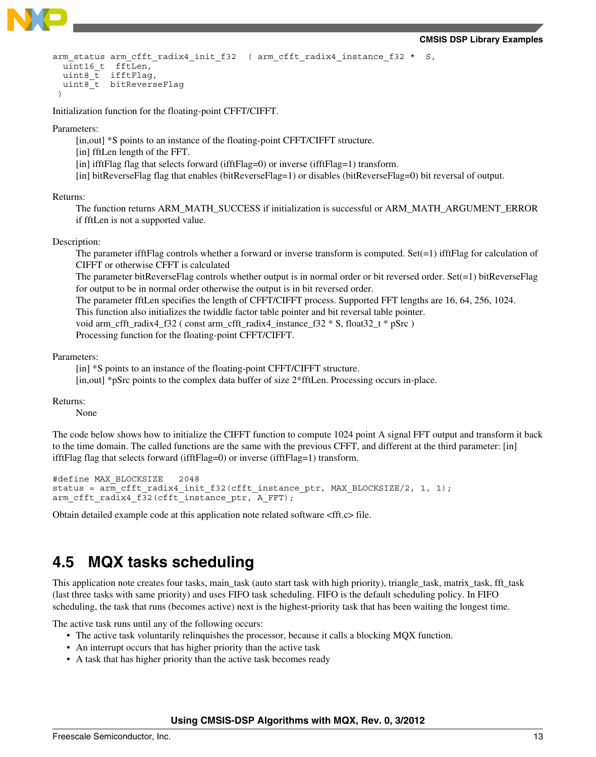```
arm_status arm_cfft_radix4_init_f32  ( arm_cfft_radix4_instance_f32 *  S,
  uint16_t  fftLen,
  uint8_t  ifftFlag,
  uint8_t  bitReverseFlag
 )
```

Initialization function for the floating-point CFFT/CIFFT.

Parameters:

[in,out] *S points to an instance of the floating-point CFFT/CIFFT structure.
[in] fftLen length of the FFT.
[in] ifftFlag flag that selects forward (ifftFlag=0) or inverse (ifftFlag=1) transform.
[in] bitReverseFlag flag that enables (bitReverseFlag=1) or disables (bitReverseFlag=0) bit reversal of output.

Returns:

The function returns ARM_MATH_SUCCESS if initialization is successful or ARM_MATH_ARGUMENT_ERROR if fftLen is not a supported value.

Description:

The parameter ifftFlag controls whether a forward or inverse transform is computed. Set(=1) ifftFlag for calculation of CIFFT or otherwise CFFT is calculated
The parameter bitReverseFlag controls whether output is in normal order or bit reversed order. Set(=1) bitReverseFlag for output to be in normal order otherwise the output is in bit reversed order.
The parameter fftLen specifies the length of CFFT/CIFFT process. Supported FFT lengths are 16, 64, 256, 1024.
This function also initializes the twiddle factor table pointer and bit reversal table pointer.
void arm_cfft_radix4_f32 ( const arm_cfft_radix4_instance_f32 * S, float32_t * pSrc )
Processing function for the floating-point CFFT/CIFFT.

Parameters:

[in] *S points to an instance of the floating-point CFFT/CIFFT structure.
[in,out] *pSrc points to the complex data buffer of size 2*fftLen. Processing occurs in-place.

Returns:

None

The code below shows how to initialize the CIFFT function to compute 1024 point A signal FFT output and transform it back to the time domain. The called functions are the same with the previous CFFT, and different at the third parameter: [in] ifftFlag flag that selects forward (ifftFlag=0) or inverse (ifftFlag=1) transform.

```
#define MAX_BLOCKSIZE   2048
status = arm_cfft_radix4_init_f32(cfft_instance_ptr, MAX_BLOCKSIZE/2, 1, 1);
arm_cfft_radix4_f32(cfft_instance_ptr, A_FFT);
```

Obtain detailed example code at this application note related software <fft.c> file.

## 4.5 MQX tasks scheduling

This application note creates four tasks, main_task (auto start task with high priority), triangle_task, matrix_task, fft_task (last three tasks with same priority) and uses FIFO task scheduling. FIFO is the default scheduling policy. In FIFO scheduling, the task that runs (becomes active) next is the highest-priority task that has been waiting the longest time.

The active task runs until any of the following occurs:

- The active task voluntarily relinquishes the processor, because it calls a blocking MQX function.
- An interrupt occurs that has higher priority than the active task
- A task that has higher priority than the active task becomes ready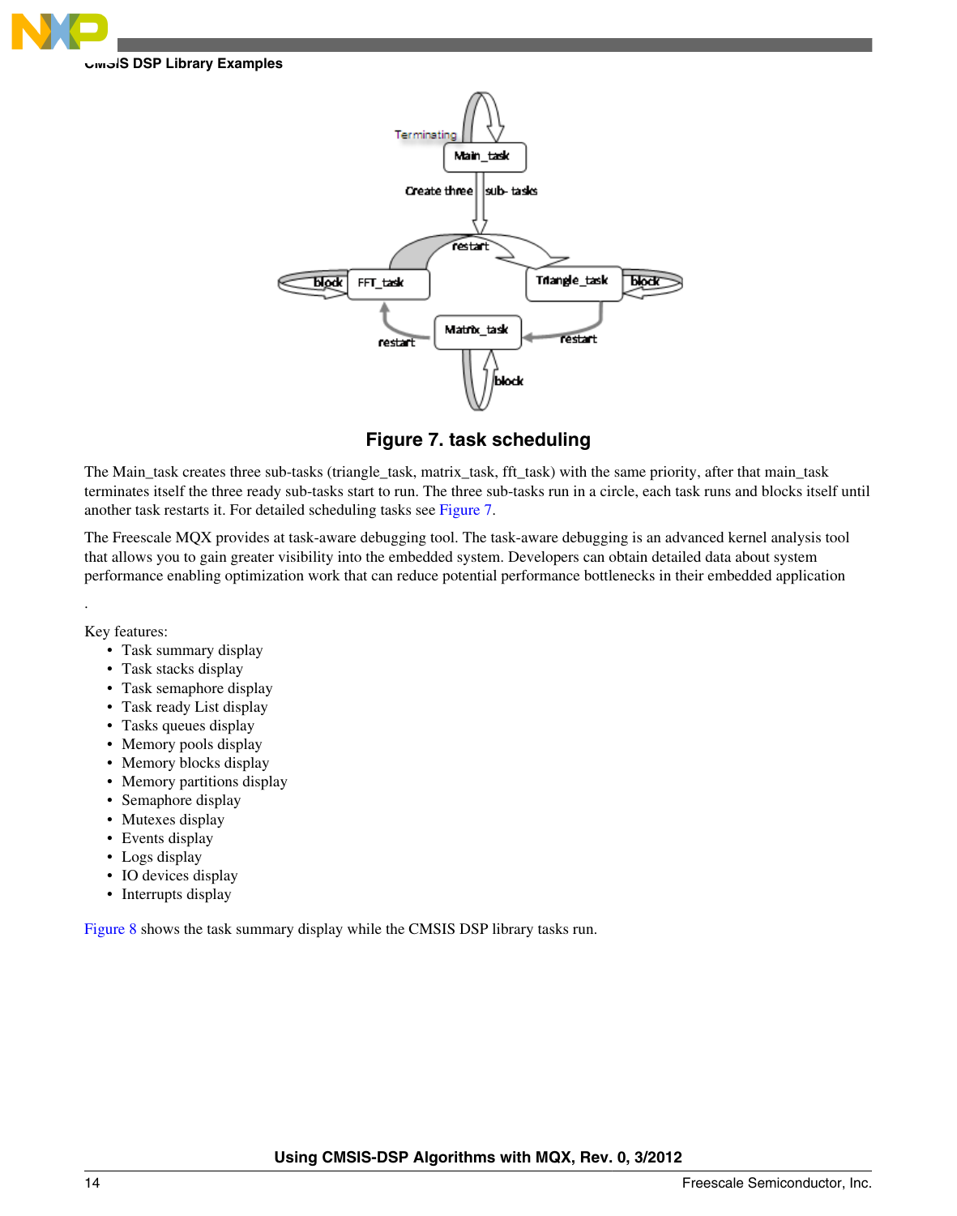**Figure 7. task scheduling**

The Main_task creates three sub-tasks (triangle_task, matrix_task, fft_task) with the same priority, after that main_task terminates itself the three ready sub-tasks start to run. The three sub-tasks run in a circle, each task runs and blocks itself until another task restarts it. For detailed scheduling tasks see Figure 7.

The Freescale MQX provides at task-aware debugging tool. The task-aware debugging is an advanced kernel analysis tool that allows you to gain greater visibility into the embedded system. Developers can obtain detailed data about system performance enabling optimization work that can reduce potential performance bottlenecks in their embedded application

.

Key features:

- Task summary display
- Task stacks display
- Task semaphore display
- Task ready List display
- Tasks queues display
- Memory pools display
- Memory blocks display
- Memory partitions display
- Semaphore display
- Mutexes display
- Events display
- Logs display
- IO devices display
- Interrupts display

Figure 8 shows the task summary display while the CMSIS DSP library tasks run.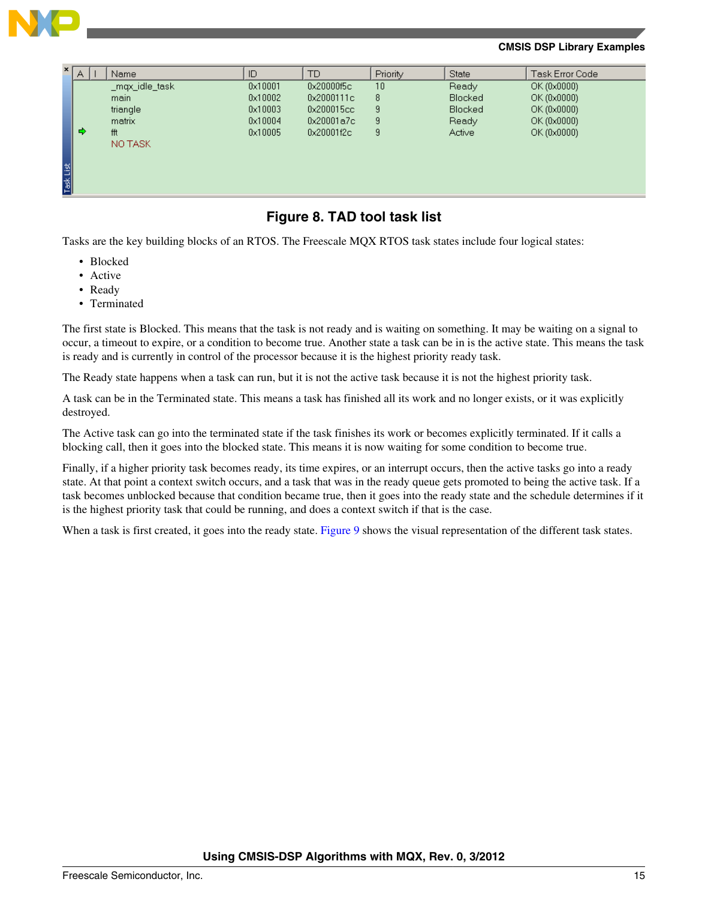| A | I | Name | ID | TD | Priority | State | Task Error Code |
|---|---|---|---|---|---|---|---|
| | | _mqx_idle_task | 0x10001 | 0x20000f5c | 10 | Ready | OK (0x0000) |
| | | main | 0x10002 | 0x2000111c | 8 | Blocked | OK (0x0000) |
| | | triangle | 0x10003 | 0x200015cc | 9 | Blocked | OK (0x0000) |
| | | matrix | 0x10004 | 0x20001a7c | 9 | Ready | OK (0x0000) |
| ➪ | | fft | 0x10005 | 0x20001f2c | 9 | Active | OK (0x0000) |
| | | NO TASK | | | | | |

**Figure 8. TAD tool task list**

Tasks are the key building blocks of an RTOS. The Freescale MQX RTOS task states include four logical states:

- Blocked
- Active
- Ready
- Terminated

The first state is Blocked. This means that the task is not ready and is waiting on something. It may be waiting on a signal to occur, a timeout to expire, or a condition to become true. Another state a task can be in is the active state. This means the task is ready and is currently in control of the processor because it is the highest priority ready task.

The Ready state happens when a task can run, but it is not the active task because it is not the highest priority task.

A task can be in the Terminated state. This means a task has finished all its work and no longer exists, or it was explicitly destroyed.

The Active task can go into the terminated state if the task finishes its work or becomes explicitly terminated. If it calls a blocking call, then it goes into the blocked state. This means it is now waiting for some condition to become true.

Finally, if a higher priority task becomes ready, its time expires, or an interrupt occurs, then the active tasks go into a ready state. At that point a context switch occurs, and a task that was in the ready queue gets promoted to being the active task. If a task becomes unblocked because that condition became true, then it goes into the ready state and the schedule determines if it is the highest priority task that could be running, and does a context switch if that is the case.

When a task is first created, it goes into the ready state. Figure 9 shows the visual representation of the different task states.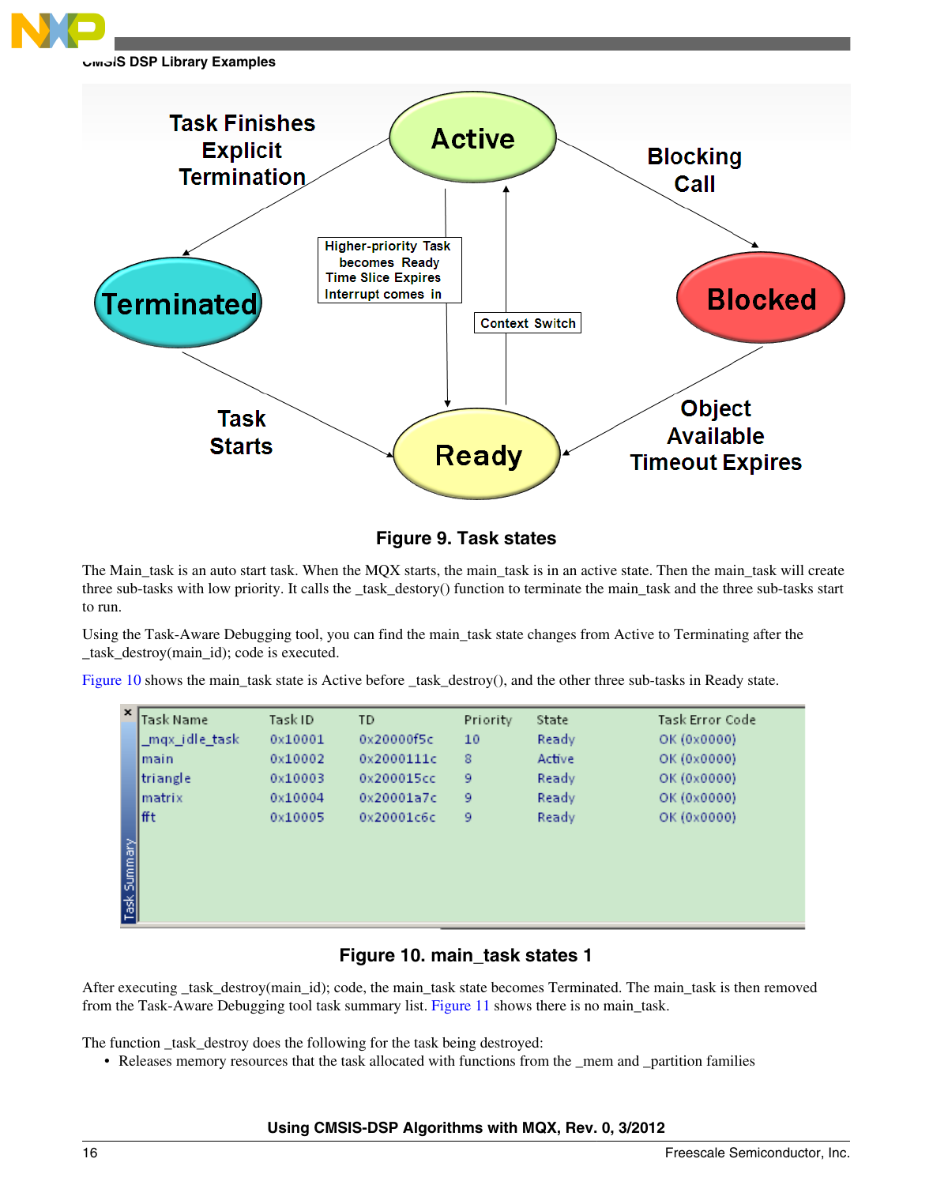Figure 9. Task states

The Main_task is an auto start task. When the MQX starts, the main_task is in an active state. Then the main_task will create three sub-tasks with low priority. It calls the _task_destory() function to terminate the main_task and the three sub-tasks start to run.

Using the Task-Aware Debugging tool, you can find the main_task state changes from Active to Terminating after the _task_destroy(main_id); code is executed.

Figure 10 shows the main_task state is Active before _task_destroy(), and the other three sub-tasks in Ready state.

| Task Name | Task ID | TD | Priority | State | Task Error Code |
|---|---|---|---|---|---|
| _mqx_idle_task | 0x10001 | 0x20000f5c | 10 | Ready | OK (0x0000) |
| main | 0x10002 | 0x2000111c | 8 | Active | OK (0x0000) |
| triangle | 0x10003 | 0x200015cc | 9 | Ready | OK (0x0000) |
| matrix | 0x10004 | 0x20001a7c | 9 | Ready | OK (0x0000) |
| fft | 0x10005 | 0x20001c6c | 9 | Ready | OK (0x0000) |

Figure 10. main_task states 1

After executing _task_destroy(main_id); code, the main_task state becomes Terminated. The main_task is then removed from the Task-Aware Debugging tool task summary list. Figure 11 shows there is no main_task.

The function _task_destroy does the following for the task being destroyed:

- Releases memory resources that the task allocated with functions from the _mem and _partition families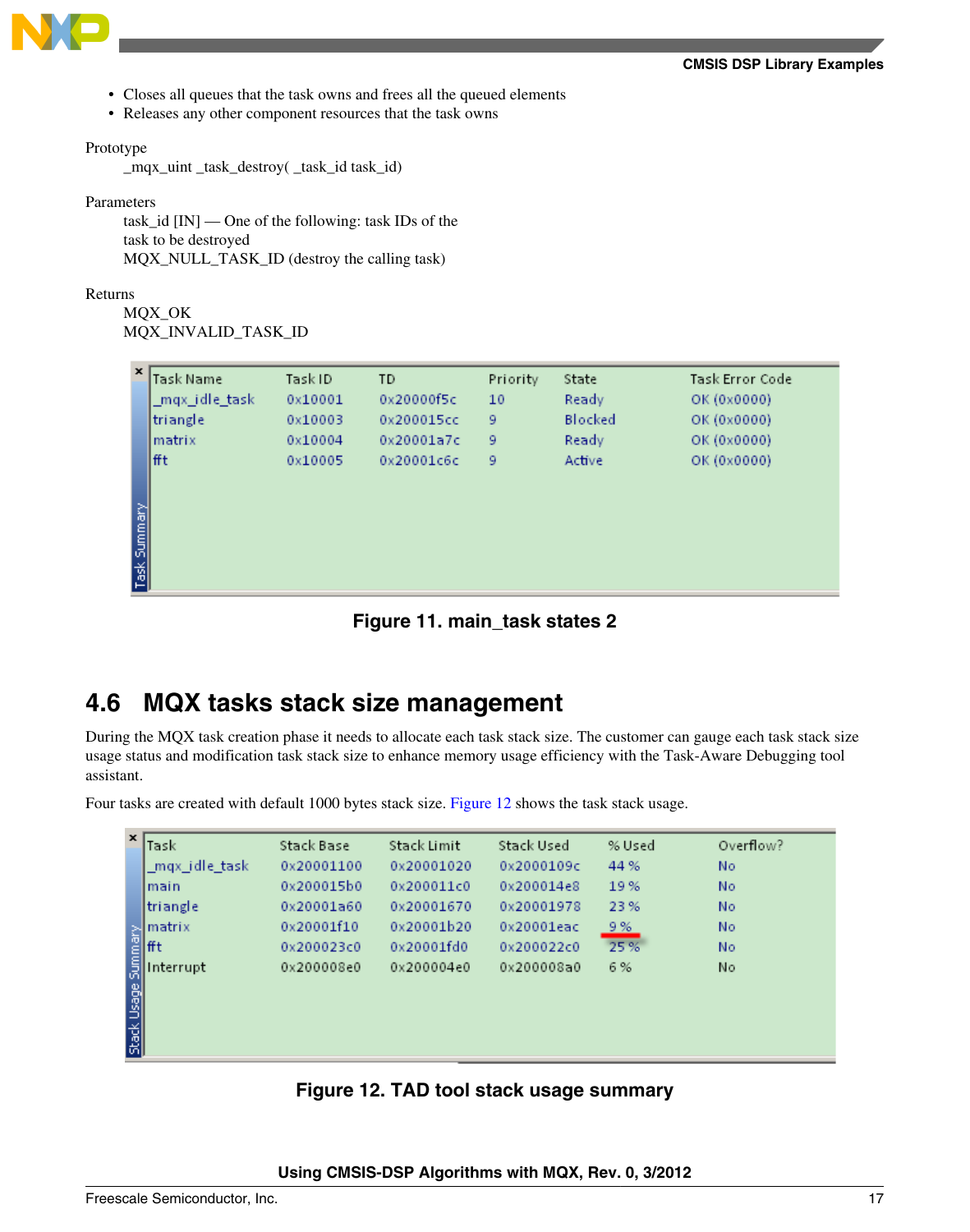- Closes all queues that the task owns and frees all the queued elements
- Releases any other component resources that the task owns

Prototype

_mqx_uint _task_destroy( _task_id task_id)

Parameters

task_id [IN] — One of the following: task IDs of the task to be destroyed

MQX_NULL_TASK_ID (destroy the calling task)

Returns

MQX_OK

MQX_INVALID_TASK_ID

| Task Name | Task ID | TD | Priority | State | Task Error Code |
|---|---|---|---|---|---|
| _mqx_idle_task | 0x10001 | 0x20000f5c | 10 | Ready | OK (0x0000) |
| triangle | 0x10003 | 0x200015cc | 9 | Blocked | OK (0x0000) |
| matrix | 0x10004 | 0x20001a7c | 9 | Ready | OK (0x0000) |
| fft | 0x10005 | 0x20001c6c | 9 | Active | OK (0x0000) |

**Figure 11. main_task states 2**

## 4.6 MQX tasks stack size management

During the MQX task creation phase it needs to allocate each task stack size. The customer can gauge each task stack size usage status and modification task stack size to enhance memory usage efficiency with the Task-Aware Debugging tool assistant.

Four tasks are created with default 1000 bytes stack size. Figure 12 shows the task stack usage.

| Task | Stack Base | Stack Limit | Stack Used | % Used | Overflow? |
|---|---|---|---|---|---|
| _mqx_idle_task | 0x20001100 | 0x20001020 | 0x2000109c | 44 % | No |
| main | 0x200015b0 | 0x200011c0 | 0x200014e8 | 19 % | No |
| triangle | 0x20001a60 | 0x20001670 | 0x20001978 | 23 % | No |
| matrix | 0x20001f10 | 0x20001b20 | 0x20001eac | 9 % | No |
| fft | 0x200023c0 | 0x20001fd0 | 0x200022c0 | 25 % | No |
| Interrupt | 0x200008e0 | 0x200004e0 | 0x200008a0 | 6 % | No |

**Figure 12. TAD tool stack usage summary**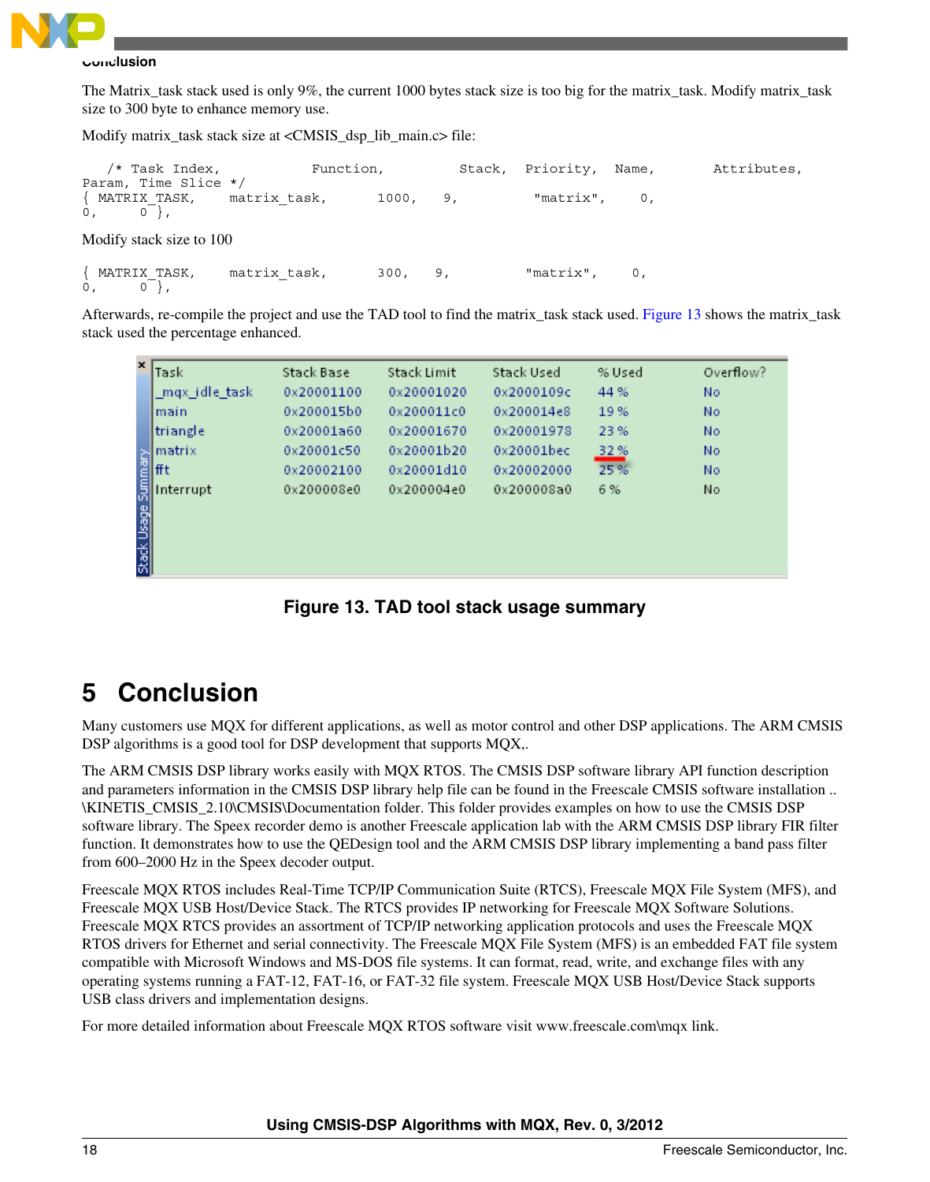The Matrix_task stack used is only 9%, the current 1000 bytes stack size is too big for the matrix_task. Modify matrix_task size to 300 byte to enhance memory use.

Modify matrix_task stack size at <CMSIS_dsp_lib_main.c> file:

```
   /* Task Index,           Function,          Stack,  Priority,  Name,       Attributes,
Param, Time Slice */
{ MATRIX_TASK,     matrix_task,       1000,   9,          "matrix",    0,
0,      0 },
```

Modify stack size to 100

```
{ MATRIX_TASK,     matrix_task,       300,   9,          "matrix",    0,
0,      0 },
```

Afterwards, re-compile the project and use the TAD tool to find the matrix_task stack used. Figure 13 shows the matrix_task stack used the percentage enhanced.

| Task | Stack Base | Stack Limit | Stack Used | % Used | Overflow? |
|---|---|---|---|---|---|
| _mqx_idle_task | 0x20001100 | 0x20001020 | 0x2000109c | 44 % | No |
| main | 0x200015b0 | 0x200011c0 | 0x200014e8 | 19 % | No |
| triangle | 0x20001a60 | 0x20001670 | 0x20001978 | 23 % | No |
| matrix | 0x20001c50 | 0x20001b20 | 0x20001bec | 32 % | No |
| fft | 0x20002100 | 0x20001d10 | 0x20002000 | 25 % | No |
| Interrupt | 0x200008e0 | 0x200004e0 | 0x200008a0 | 6 % | No |

**Figure 13. TAD tool stack usage summary**

# 5 Conclusion

Many customers use MQX for different applications, as well as motor control and other DSP applications. The ARM CMSIS DSP algorithms is a good tool for DSP development that supports MQX,.

The ARM CMSIS DSP library works easily with MQX RTOS. The CMSIS DSP software library API function description and parameters information in the CMSIS DSP library help file can be found in the Freescale CMSIS software installation ..\KINETIS_CMSIS_2.10\CMSIS\Documentation folder. This folder provides examples on how to use the CMSIS DSP software library. The Speex recorder demo is another Freescale application lab with the ARM CMSIS DSP library FIR filter function. It demonstrates how to use the QEDesign tool and the ARM CMSIS DSP library implementing a band pass filter from 600–2000 Hz in the Speex decoder output.

Freescale MQX RTOS includes Real-Time TCP/IP Communication Suite (RTCS), Freescale MQX File System (MFS), and Freescale MQX USB Host/Device Stack. The RTCS provides IP networking for Freescale MQX Software Solutions. Freescale MQX RTCS provides an assortment of TCP/IP networking application protocols and uses the Freescale MQX RTOS drivers for Ethernet and serial connectivity. The Freescale MQX File System (MFS) is an embedded FAT file system compatible with Microsoft Windows and MS-DOS file systems. It can format, read, write, and exchange files with any operating systems running a FAT-12, FAT-16, or FAT-32 file system. Freescale MQX USB Host/Device Stack supports USB class drivers and implementation designs.

For more detailed information about Freescale MQX RTOS software visit www.freescale.com\mqx link.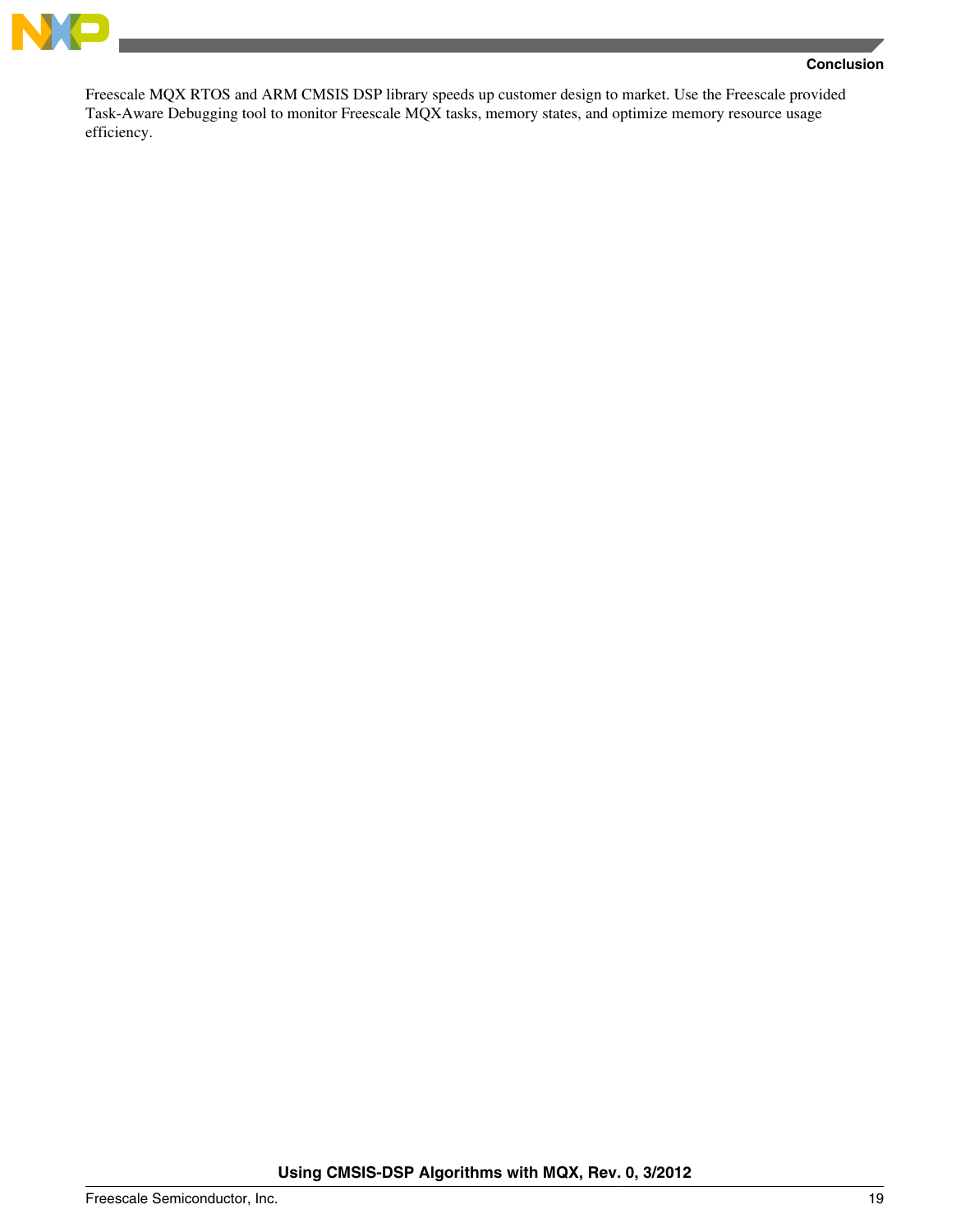Freescale MQX RTOS and ARM CMSIS DSP library speeds up customer design to market. Use the Freescale provided Task-Aware Debugging tool to monitor Freescale MQX tasks, memory states, and optimize memory resource usage efficiency.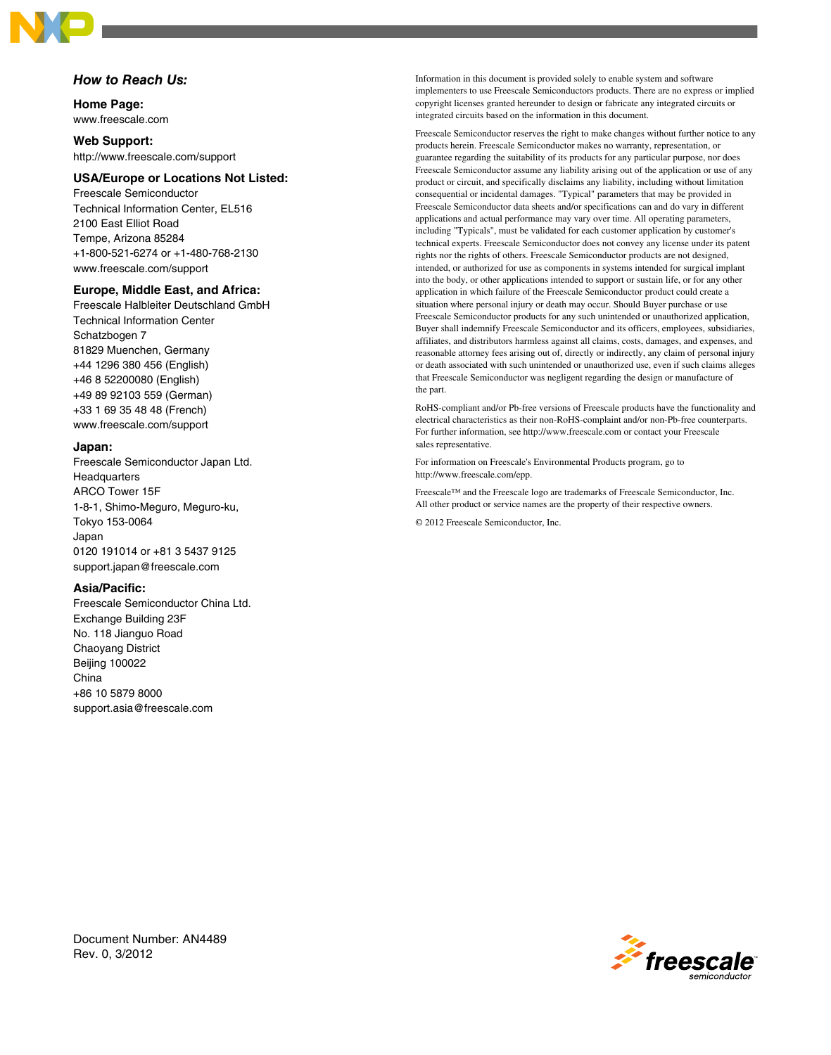## *How to Reach Us:*

**Home Page:**
www.freescale.com

**Web Support:**
http://www.freescale.com/support

**USA/Europe or Locations Not Listed:**
Freescale Semiconductor
Technical Information Center, EL516
2100 East Elliot Road
Tempe, Arizona 85284
+1-800-521-6274 or +1-480-768-2130
www.freescale.com/support

**Europe, Middle East, and Africa:**
Freescale Halbleiter Deutschland GmbH
Technical Information Center
Schatzbogen 7
81829 Muenchen, Germany
+44 1296 380 456 (English)
+46 8 52200080 (English)
+49 89 92103 559 (German)
+33 1 69 35 48 48 (French)
www.freescale.com/support

**Japan:**
Freescale Semiconductor Japan Ltd.
Headquarters
ARCO Tower 15F
1-8-1, Shimo-Meguro, Meguro-ku,
Tokyo 153-0064
Japan
0120 191014 or +81 3 5437 9125
support.japan@freescale.com

**Asia/Pacific:**
Freescale Semiconductor China Ltd.
Exchange Building 23F
No. 118 Jianguo Road
Chaoyang District
Beijing 100022
China
+86 10 5879 8000
support.asia@freescale.com

Information in this document is provided solely to enable system and software implementers to use Freescale Semiconductors products. There are no express or implied copyright licenses granted hereunder to design or fabricate any integrated circuits or integrated circuits based on the information in this document.

Freescale Semiconductor reserves the right to make changes without further notice to any products herein. Freescale Semiconductor makes no warranty, representation, or guarantee regarding the suitability of its products for any particular purpose, nor does Freescale Semiconductor assume any liability arising out of the application or use of any product or circuit, and specifically disclaims any liability, including without limitation consequential or incidental damages. "Typical" parameters that may be provided in Freescale Semiconductor data sheets and/or specifications can and do vary in different applications and actual performance may vary over time. All operating parameters, including "Typicals", must be validated for each customer application by customer's technical experts. Freescale Semiconductor does not convey any license under its patent rights nor the rights of others. Freescale Semiconductor products are not designed, intended, or authorized for use as components in systems intended for surgical implant into the body, or other applications intended to support or sustain life, or for any other application in which failure of the Freescale Semiconductor product could create a situation where personal injury or death may occur. Should Buyer purchase or use Freescale Semiconductor products for any such unintended or unauthorized application, Buyer shall indemnify Freescale Semiconductor and its officers, employees, subsidiaries, affiliates, and distributors harmless against all claims, costs, damages, and expenses, and reasonable attorney fees arising out of, directly or indirectly, any claim of personal injury or death associated with such unintended or unauthorized use, even if such claims alleges that Freescale Semiconductor was negligent regarding the design or manufacture of the part.

RoHS-compliant and/or Pb-free versions of Freescale products have the functionality and electrical characteristics as their non-RoHS-complaint and/or non-Pb-free counterparts. For further information, see http://www.freescale.com or contact your Freescale sales representative.

For information on Freescale's Environmental Products program, go to http://www.freescale.com/epp.

Freescale™ and the Freescale logo are trademarks of Freescale Semiconductor, Inc. All other product or service names are the property of their respective owners.

© 2012 Freescale Semiconductor, Inc.

Document Number: AN4489
Rev. 0, 3/2012